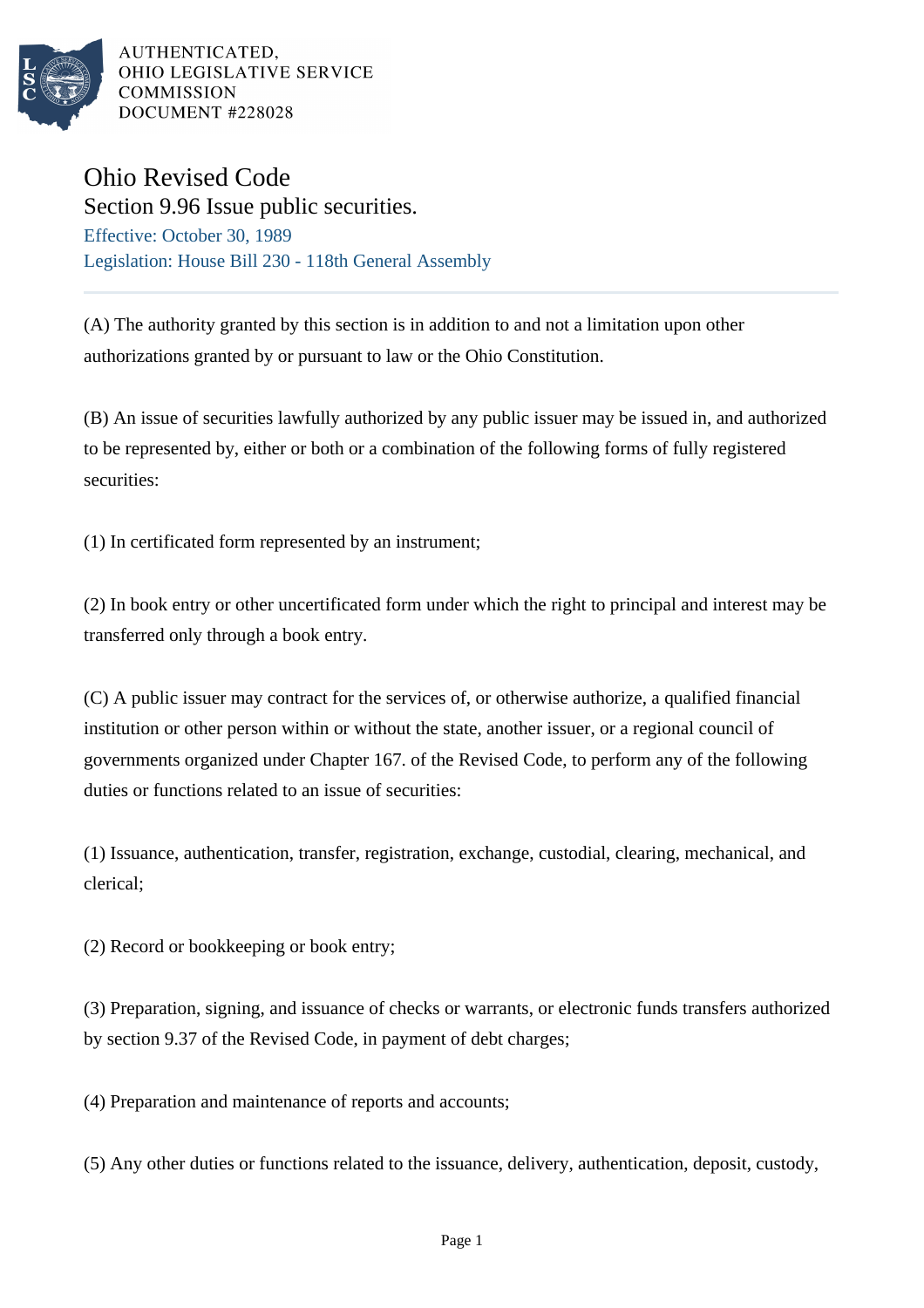# Ohio Revised Code

## Section 9.96 Issue public securities.

Effective: October 30, 1989

Legislation: House Bill 230 - 118th General Assembly

(A) The authority granted by this section is in addition to and not a limitation upon other authorizations granted by or pursuant to law or the Ohio Constitution.

(B) An issue of securities lawfully authorized by any public issuer may be issued in, and authorized to be represented by, either or both or a combination of the following forms of fully registered securities:

(1) In certificated form represented by an instrument;

(2) In book entry or other uncertificated form under which the right to principal and interest may be transferred only through a book entry.

(C) A public issuer may contract for the services of, or otherwise authorize, a qualified financial institution or other person within or without the state, another issuer, or a regional council of governments organized under Chapter 167. of the Revised Code, to perform any of the following duties or functions related to an issue of securities:

(1) Issuance, authentication, transfer, registration, exchange, custodial, clearing, mechanical, and clerical;

(2) Record or bookkeeping or book entry;

(3) Preparation, signing, and issuance of checks or warrants, or electronic funds transfers authorized by section 9.37 of the Revised Code, in payment of debt charges;

(4) Preparation and maintenance of reports and accounts;

(5) Any other duties or functions related to the issuance, delivery, authentication, deposit, custody,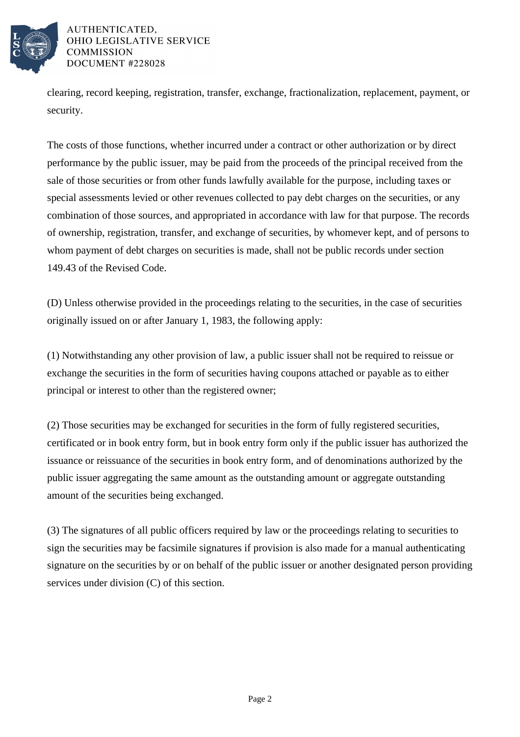clearing, record keeping, registration, transfer, exchange, fractionalization, replacement, payment, or security.

The costs of those functions, whether incurred under a contract or other authorization or by direct performance by the public issuer, may be paid from the proceeds of the principal received from the sale of those securities or from other funds lawfully available for the purpose, including taxes or special assessments levied or other revenues collected to pay debt charges on the securities, or any combination of those sources, and appropriated in accordance with law for that purpose. The records of ownership, registration, transfer, and exchange of securities, by whomever kept, and of persons to whom payment of debt charges on securities is made, shall not be public records under section 149.43 of the Revised Code.

(D) Unless otherwise provided in the proceedings relating to the securities, in the case of securities originally issued on or after January 1, 1983, the following apply:

(1) Notwithstanding any other provision of law, a public issuer shall not be required to reissue or exchange the securities in the form of securities having coupons attached or payable as to either principal or interest to other than the registered owner;

(2) Those securities may be exchanged for securities in the form of fully registered securities, certificated or in book entry form, but in book entry form only if the public issuer has authorized the issuance or reissuance of the securities in book entry form, and of denominations authorized by the public issuer aggregating the same amount as the outstanding amount or aggregate outstanding amount of the securities being exchanged.

(3) The signatures of all public officers required by law or the proceedings relating to securities to sign the securities may be facsimile signatures if provision is also made for a manual authenticating signature on the securities by or on behalf of the public issuer or another designated person providing services under division (C) of this section.